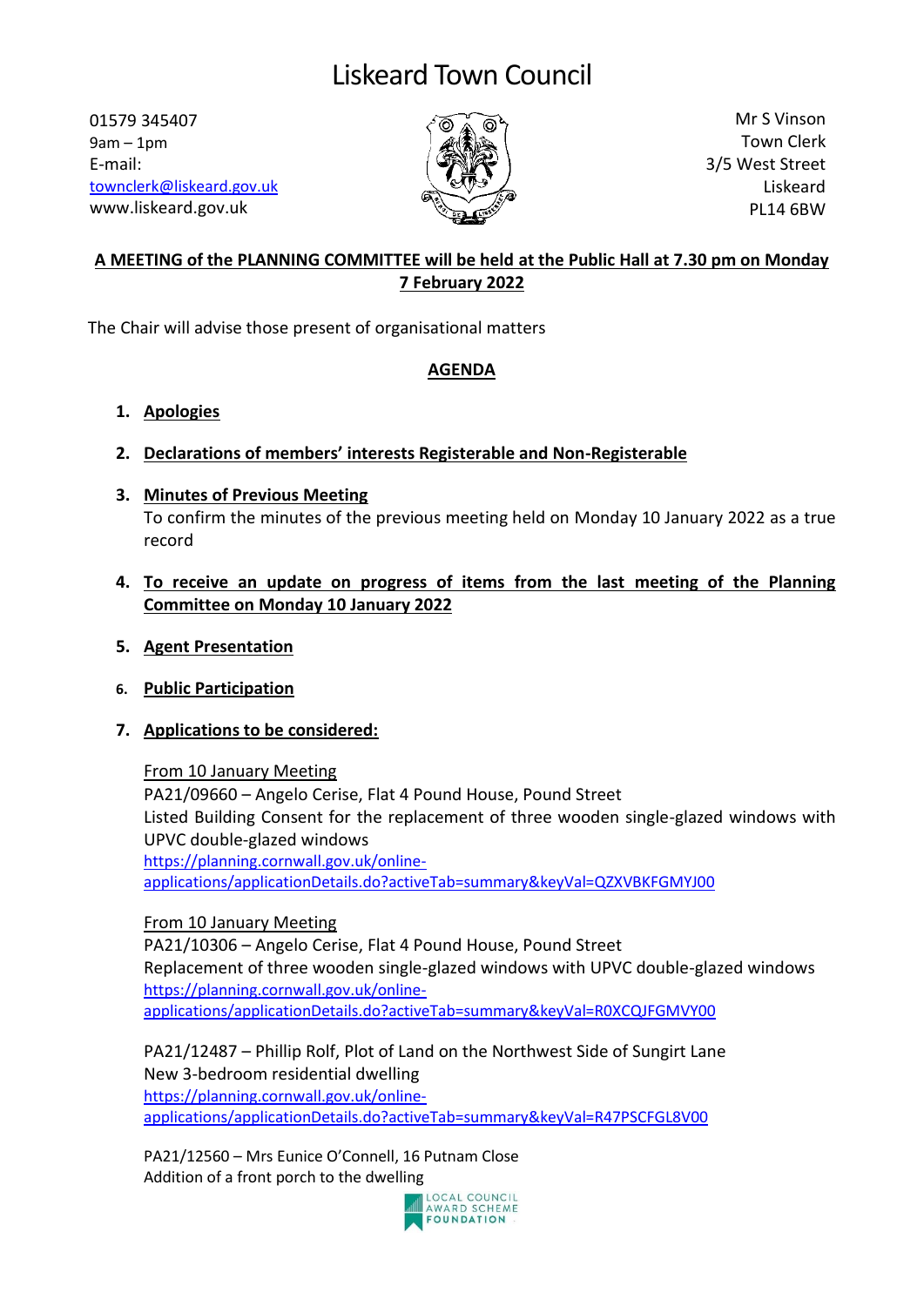# Liskeard Town Council

01579 345407
9am – 1pm
E-mail:
townclerk@liskeard.gov.uk
www.liskeard.gov.uk

Mr S Vinson
Town Clerk
3/5 West Street
Liskeard
PL14 6BW

**A MEETING of the PLANNING COMMITTEE will be held at the Public Hall at 7.30 pm on Monday 7 February 2022**

The Chair will advise those present of organisational matters

## AGENDA

1. **Apologies**

2. **Declarations of members' interests Registerable and Non-Registerable**

3. **Minutes of Previous Meeting**
   To confirm the minutes of the previous meeting held on Monday 10 January 2022 as a true record

4. **To receive an update on progress of items from the last meeting of the Planning Committee on Monday 10 January 2022**

5. **Agent Presentation**

6. **Public Participation**

7. **Applications to be considered:**

   From 10 January Meeting
   PA21/09660 – Angelo Cerise, Flat 4 Pound House, Pound Street
   Listed Building Consent for the replacement of three wooden single-glazed windows with UPVC double-glazed windows
   https://planning.cornwall.gov.uk/online-applications/applicationDetails.do?activeTab=summary&keyVal=QZXVBKFGMYJ00

   From 10 January Meeting
   PA21/10306 – Angelo Cerise, Flat 4 Pound House, Pound Street
   Replacement of three wooden single-glazed windows with UPVC double-glazed windows
   https://planning.cornwall.gov.uk/online-applications/applicationDetails.do?activeTab=summary&keyVal=R0XCQJFGMVY00

   PA21/12487 – Phillip Rolf, Plot of Land on the Northwest Side of Sungirt Lane
   New 3-bedroom residential dwelling
   https://planning.cornwall.gov.uk/online-applications/applicationDetails.do?activeTab=summary&keyVal=R47PSCFGL8V00

   PA21/12560 – Mrs Eunice O'Connell, 16 Putnam Close
   Addition of a front porch to the dwelling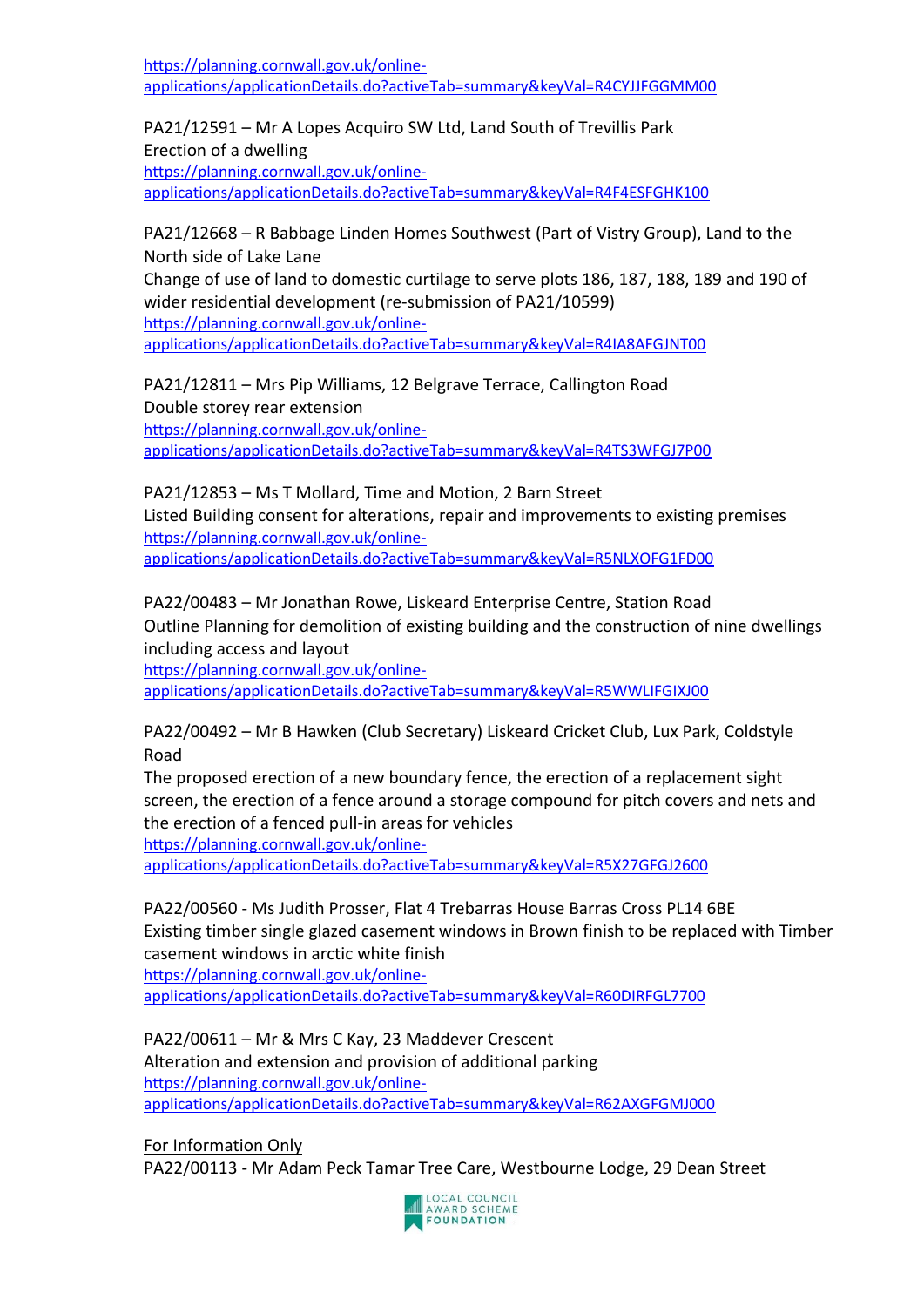https://planning.cornwall.gov.uk/online-applications/applicationDetails.do?activeTab=summary&keyVal=R4CYJJFGGMM00

PA21/12591 – Mr A Lopes Acquiro SW Ltd, Land South of Trevillis Park
Erection of a dwelling
https://planning.cornwall.gov.uk/online-applications/applicationDetails.do?activeTab=summary&keyVal=R4F4ESFGHK100

PA21/12668 – R Babbage Linden Homes Southwest (Part of Vistry Group), Land to the North side of Lake Lane
Change of use of land to domestic curtilage to serve plots 186, 187, 188, 189 and 190 of wider residential development (re-submission of PA21/10599)
https://planning.cornwall.gov.uk/online-applications/applicationDetails.do?activeTab=summary&keyVal=R4IA8AFGJNT00

PA21/12811 – Mrs Pip Williams, 12 Belgrave Terrace, Callington Road
Double storey rear extension
https://planning.cornwall.gov.uk/online-applications/applicationDetails.do?activeTab=summary&keyVal=R4TS3WFGJ7P00

PA21/12853 – Ms T Mollard, Time and Motion, 2 Barn Street
Listed Building consent for alterations, repair and improvements to existing premises
https://planning.cornwall.gov.uk/online-applications/applicationDetails.do?activeTab=summary&keyVal=R5NLXOFG1FD00

PA22/00483 – Mr Jonathan Rowe, Liskeard Enterprise Centre, Station Road
Outline Planning for demolition of existing building and the construction of nine dwellings including access and layout
https://planning.cornwall.gov.uk/online-applications/applicationDetails.do?activeTab=summary&keyVal=R5WWLIFGIXJ00

PA22/00492 – Mr B Hawken (Club Secretary) Liskeard Cricket Club, Lux Park, Coldstyle Road
The proposed erection of a new boundary fence, the erection of a replacement sight screen, the erection of a fence around a storage compound for pitch covers and nets and the erection of a fenced pull-in areas for vehicles
https://planning.cornwall.gov.uk/online-applications/applicationDetails.do?activeTab=summary&keyVal=R5X27GFGJ2600

PA22/00560 - Ms Judith Prosser, Flat 4 Trebarras House Barras Cross PL14 6BE
Existing timber single glazed casement windows in Brown finish to be replaced with Timber casement windows in arctic white finish
https://planning.cornwall.gov.uk/online-applications/applicationDetails.do?activeTab=summary&keyVal=R60DIRFGL7700

PA22/00611 – Mr & Mrs C Kay, 23 Maddever Crescent
Alteration and extension and provision of additional parking
https://planning.cornwall.gov.uk/online-applications/applicationDetails.do?activeTab=summary&keyVal=R62AXGFGMJ000

For Information Only
PA22/00113 - Mr Adam Peck Tamar Tree Care, Westbourne Lodge, 29 Dean Street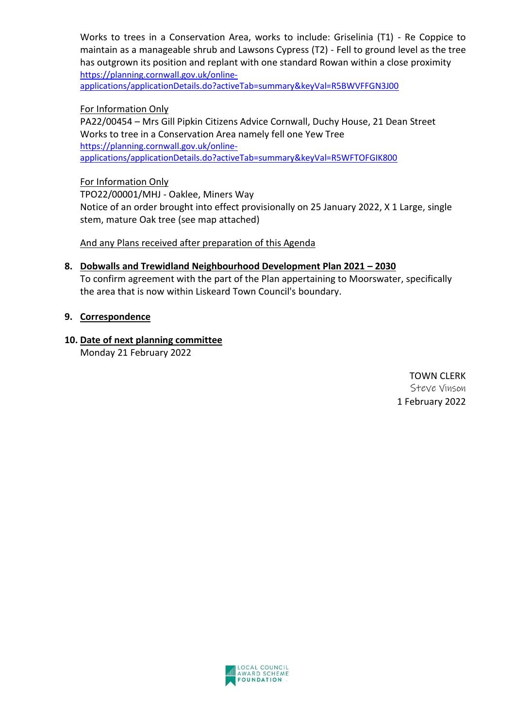Works to trees in a Conservation Area, works to include: Griselinia (T1) - Re Coppice to maintain as a manageable shrub and Lawsons Cypress (T2) - Fell to ground level as the tree has outgrown its position and replant with one standard Rowan within a close proximity
https://planning.cornwall.gov.uk/online-applications/applicationDetails.do?activeTab=summary&keyVal=R5BWVFFGN3J00

For Information Only
PA22/00454 – Mrs Gill Pipkin Citizens Advice Cornwall, Duchy House, 21 Dean Street
Works to tree in a Conservation Area namely fell one Yew Tree
https://planning.cornwall.gov.uk/online-applications/applicationDetails.do?activeTab=summary&keyVal=R5WFTOFGIK800

For Information Only
TPO22/00001/MHJ - Oaklee, Miners Way
Notice of an order brought into effect provisionally on 25 January 2022, X 1 Large, single stem, mature Oak tree (see map attached)

And any Plans received after preparation of this Agenda

**8. Dobwalls and Trewidland Neighbourhood Development Plan 2021 – 2030**
To confirm agreement with the part of the Plan appertaining to Moorswater, specifically the area that is now within Liskeard Town Council's boundary.

**9. Correspondence**

**10. Date of next planning committee**
Monday 21 February 2022

TOWN CLERK
Steve Vinson
1 February 2022

LOCAL COUNCIL AWARD SCHEME FOUNDATION